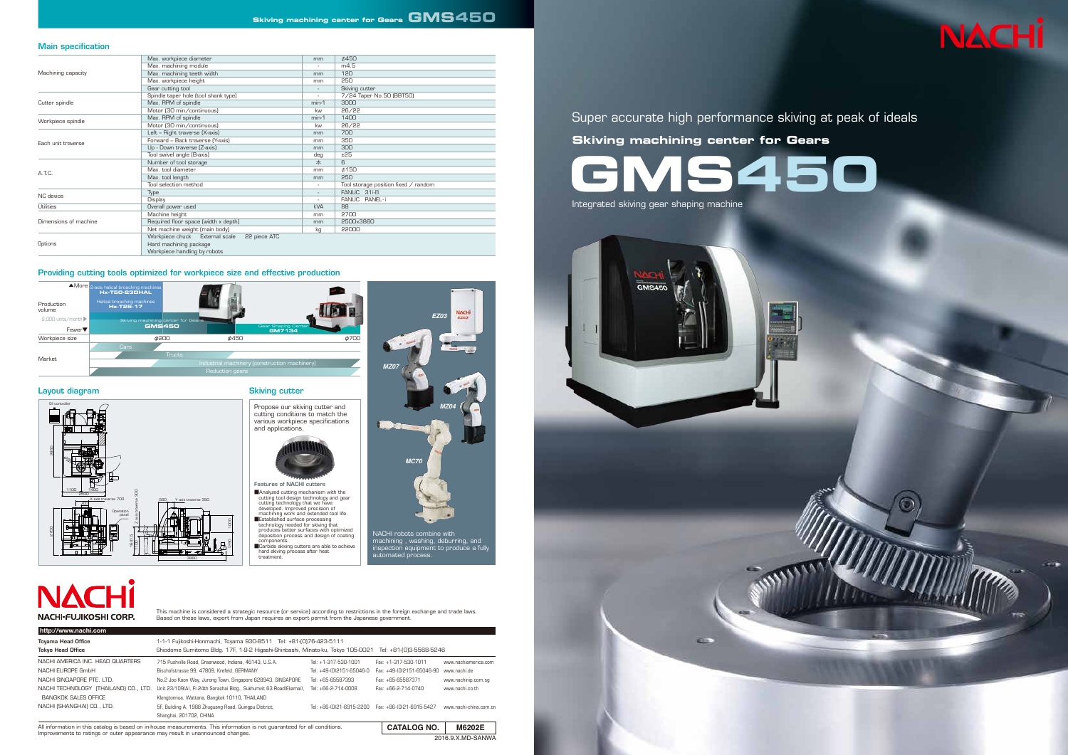# Skiving machining center for Gears GMS450

## Main specification

| | | | |
|---|---|---|---|
| Machining capacity | Max. workpiece diameter | mm | φ450 |
| | Max. machining module | - | m4.5 |
| | Max. machining teeth width | mm | 120 |
| | Max. workpiece height | mm | 250 |
| | Gear cutting tool | - | Skiving cutter |
| Cutter spindle | Spindle taper hole (tool shank type) | - | 7/24 Taper No.50 (BBT50) |
| | Max. RPM of spindle | min-1 | 3000 |
| | Motor (30 min/continuous) | kw | 26/22 |
| Workpiece spindle | Max. RPM of spindle | min-1 | 1400 |
| | Motor (30 min/continuous) | kw | 26/22 |
| Each unit traverse | Left – Right traverse (X-axis) | mm | 700 |
| | Forward – Back traverse (Y-axis) | mm | 350 |
| | Up - Down traverse (Z-axis) | mm | 300 |
| | Tool swivel angle (B-axis) | deg | ±25 |
| A.T.C. | Number of tool storage | 本 | 6 |
| | Max. tool diameter | mm | φ150 |
| | Max. tool length | mm | 250 |
| | Tool selection method | - | Tool storage position fixed / random |
| NC device | Type | - | FANUC 31i-B |
| | Display | - | FANUC PANEL-i |
| Utilities | Overall power used | kVA | 88 |
| Dimensions of machine | Machine height | mm | 2700 |
| | Required floor space (width x depth) | mm | 2500x3860 |
| | Net machine weight (main body) | kg | 22000 |
| Options | Workpiece chuck External scale 22 piece ATC<br>Hard machining package<br>Workpiece handling by robots | | |

## Providing cutting tools optimized for workpiece size and effective production

| Production volume | | | |
|---|---|---|---|
| ▲More | 2-axis helical broaching machines Hx-T50-23DHAL; Helical broaching machines Hx-T25-17 | | |
| 9,000 units/month ▶ | Skiving machining center for Gears GMS450 | | Gear Shaping Center GM7134 |
| Fewer▼ | | | |
| **Workpiece size** | φ200 | φ450 | φ700 |
| **Market** | Cars; Trucks; Industrial machinery (construction machinery); Reduction gears | | |

## Layout diagram

Oil controller; X axis traverse 700; Z axis traverse 300; Y axis traverse 350; Operation panel; 2500; 1100; 1400; 550; 2700; 3860; 1000

## Skiving cutter

Propose our skiving cutter and cutting conditions to match the various workpiece specifications and applications.

**Features of NACHI cutters**

- Analyzed cutting mechanism with the cutting tool design technology and gear cutting technology that we have developed. Improved precision of machining work and extended tool life.
- Established surface processing technology needed for skiving that produces better surfaces with optimized deposition process and design of coating components.
- Carbide skiving cutters are able to achieve hard skiving process after heat treatment.

EZ03 MZ07 MZ04 MC70

NACHI robots combine with machining , washing, deburring, and inspection equipment to produce a fully automated process.

NACHI

Super accurate high performance skiving at peak of ideals

**Skiving machining center for Gears**

# GMS450

Integrated skiving gear shaping machine

NACHI
NACHI-FUJIKOSHI CORP.

This machine is considered a strategic resource (or service) according to restrictions in the foreign exchange and trade laws. Based on these laws, export from Japan requires an export permit from the Japanese government.

http://www.nachi.com

| | | | | |
|---|---|---|---|---|
| **Toyama Head Office** | 1-1-1 Fujikoshi-Honmachi, Toyama 930-8511 Tel: +81-(0)76-423-5111 | | | |
| **Tokyo Head Office** | Shiodome Sumitomo Bldg. 17F, 1-9-2 Higashi-Shinbashi, Minato-ku, Tokyo 105-0021 Tel: +81-(0)3-5568-5246 | | | |
| NACHI AMERICA INC. HEAD QUARTERS | 715 Pushville Road, Greenwood, Indiana, 46143, U.S.A. | Tel: +1-317-530-1001 | Fax: +1-317-530-1011 | www.nachiamerica.com |
| NACHI EUROPE GmbH | Bischofstrasse 99, 47809, Krefeld, GERMANY | Tel: +49-(0)2151-65046-0 | Fax: +49-(0)2151-65046-90 | www.nachi.de |
| NACHI SINGAPORE PTE. LTD. | No.2 Joo Koon Way, Jurong Town, Singapore 628943, SINGAPORE | Tel: +65-65587393 | Fax: +65-65587371 | www.nachinp.com.sg |
| NACHI TECHNOLOGY (THAILAND) CO., LTD. BANGKOK SALES OFFICE | Unit 23/109(A), Fl.24th Sorachai Bldg., Sukhumvit 63 Road(Ekamai), Klongtonnua, Wattana, Bangkok 10110, THAILAND | Tel: +66-2-714-0008 | Fax: +66-2-714-0740 | www.nachi.co.th |
| NACHI (SHANGHAI) CO., LTD. | 5F, Building A, 1998 Zhuguang Road, Quingpu District, Shanghai, 201702, CHINA | Tel: +86-(0)21-6915-2200 | Fax: +86-(0)21-6915-5427 | www.nachi-china.com.cn |

All information in this catalog is based on in-house measurements. This information is not guaranteed for all conditions. Improvements to ratings or outer appearance may result in unannounced changes.

CATALOG NO. M6202E

2016.9.X.MD-SANWA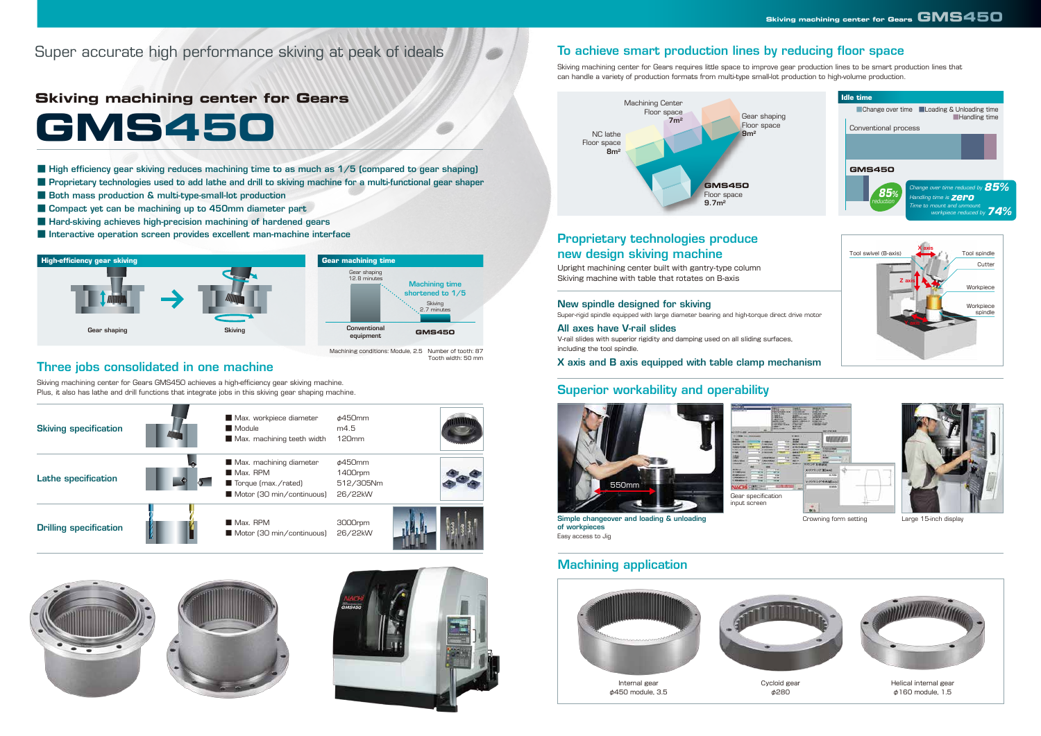Super accurate high performance skiving at peak of ideals

## Skiving machining center for Gears

# GMS450

- High efficiency gear skiving reduces machining time to as much as 1/5 (compared to gear shaping)
- Proprietary technologies used to add lathe and drill to skiving machine for a multi-functional gear shaper
- Both mass production & multi-type-small-lot production
- Compact yet can be machining up to 450mm diameter part
- Hard-skiving achieves high-precision machining of hardened gears
- Interactive operation screen provides excellent man-machine interface

**High-efficiency gear skiving**

Gear shaping → Skiving

**Gear machining time**

Gear shaping 12.8 minutes

Machining time shortened to 1/5

Skiving 2.7 minutes

Conventional equipment

GMS450

Machining conditions: Module, 2.5 Number of tooth: 87 Tooth width: 50 mm

## Three jobs consolidated in one machine

Skiving machining center for Gears GMS450 achieves a high-efficiency gear skiving machine.
Plus, it also has lathe and drill functions that integrate jobs in this skiving gear shaping machine.

| | | |
|---|---|---|
| **Skiving specification** | Max. workpiece diameter | φ450mm |
| | Module | m4.5 |
| | Max. machining teeth width | 120mm |
| **Lathe specification** | Max. machining diameter | φ450mm |
| | Max. RPM | 1400rpm |
| | Torque (max./rated) | 512/305Nm |
| | Motor (30 min/continuous) | 26/22kW |
| **Drilling specification** | Max. RPM | 3000rpm |
| | Motor (30 min/continuous) | 26/22kW |

## To achieve smart production lines by reducing floor space

Skiving machining center for Gears requires little space to improve gear production lines to be smart production lines that can handle a variety of production formats from multi-type small-lot production to high-volume production.

Machining Center Floor space 7m²

Gear shaping Floor space 9m²

NC lathe Floor space 8m²

GMS450 Floor space 9.7m²

**Idle time**

Change over time / Loading & Unloading time / Handling time

Conventional process

GMS450

85% reduction

Change over time reduced by 85%

Handling time is zero

Time to mount and unmount workpiece reduced by 74%

## Proprietary technologies produce new design skiving machine

Upright machining center built with gantry-type column
Skiving machine with table that rotates on B-axis

Tool swivel (B-axis), X axis, Z axis, Tool spindle, Cutter, Workpiece, Workpiece spindle

### New spindle designed for skiving

Super-rigid spindle equipped with large diameter bearing and high-torque direct drive motor

### All axes have V-rail slides

V-rail slides with superior rigidity and damping used on all sliding surfaces, including the tool spindle.

### X axis and B axis equipped with table clamp mechanism

## Superior workability and operability

550mm

**Simple changeover and loading & unloading of workpieces**
Easy access to Jig

Gear specification input screen

Crowning form setting

Large 15-inch display

## Machining application

Internal gear
φ450 module, 3.5

Cycloid gear
φ280

Helical internal gear
φ160 module, 1.5